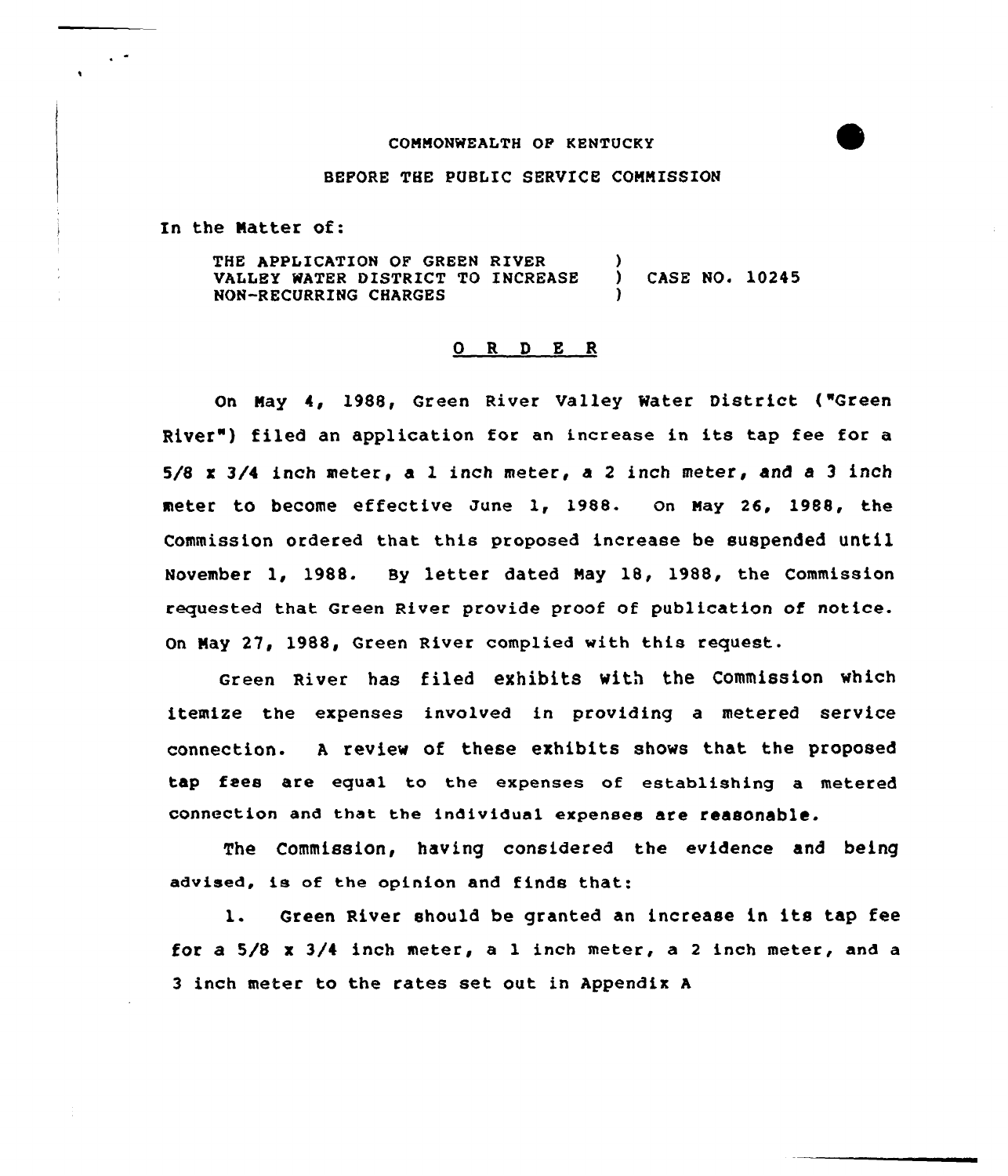COMMONWEALTH OF KENTUCKY

BEFORE THE PUBLIC SERVICE COMMISSION

In the Matter of:

THE APPLICATION OF GREEN RIVER VALLEY WATER DISTRICT TO INCREASE NON-RECURRING CHARGES ) CASE NO. 10245

O R D E R

On May 4, 1988, Green River Valley Water District ("Green River") filed an application for an increase in its tap fee for a 5/8 x 3/4 inch meter, a 1 inch meter, a 2 inch meter, and a 3 inch meter to become effective June 1, 1988. On May 26, 1988, the Commission ordered that this proposed increase be suspended until November 1, 1988. By letter dated May 18, 1988, the Commission requested that Green River provide proof of publication of notice. On May 27, 1988, Green River complied with this request.

Green River has filed exhibits with the Commission which itemize the expenses involved in providing a metered service connection. A review of these exhibits shows that the proposed tap fees are equal to the expenses of establishing a metered connection and that the individual expenses are reasonable.

The Commission, having considered the evidence and being advised, is of the opinion and finds that:

1. Green River should be granted an increase in its tap fee for a 5/8 x 3/4 inch meter, a 1 inch meter, a 2 inch meter, and a 3 inch meter to the rates set out in Appendix A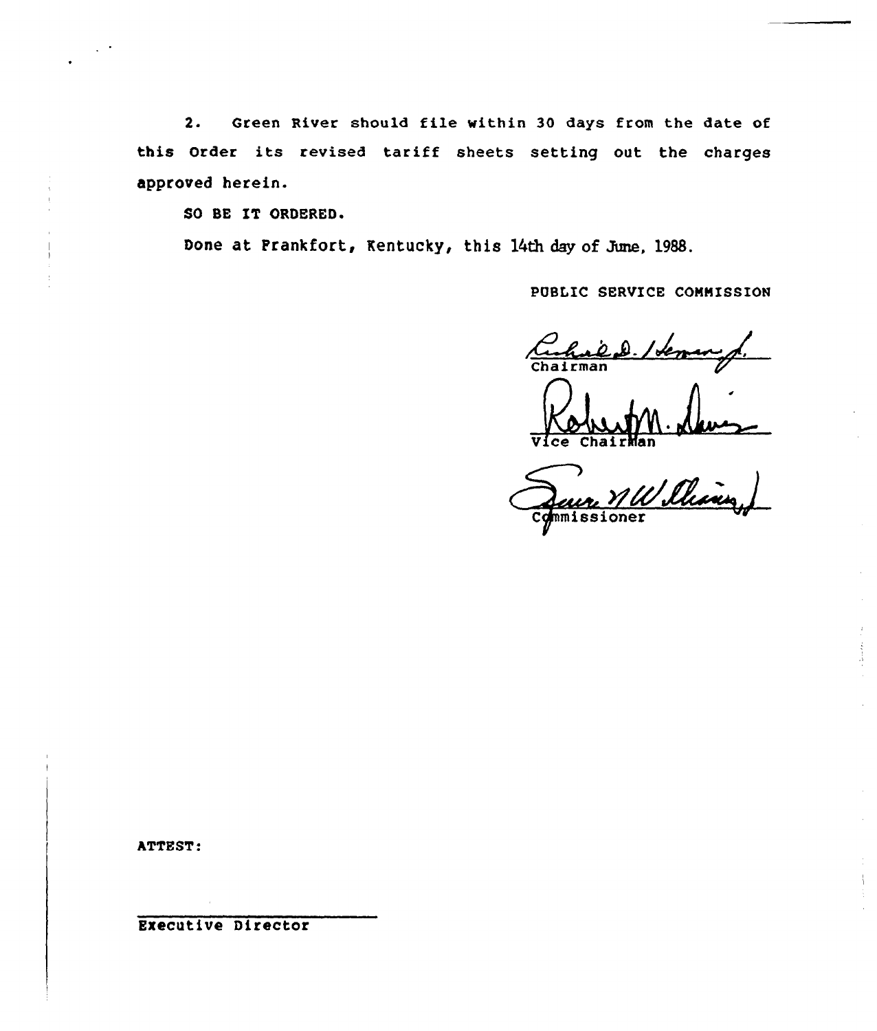2. Green River should file within 30 days from the date of this Order its revised tariff sheets setting out the charges approved herein.

SO BE IT ORDERED.

Done at Frankfort, Kentucky, this 14th day of June, 1988.

PUBLIC SERVICE COMMISSION

Chairman

Vice Chairman

Commissioner

ATTEST:

Executive Director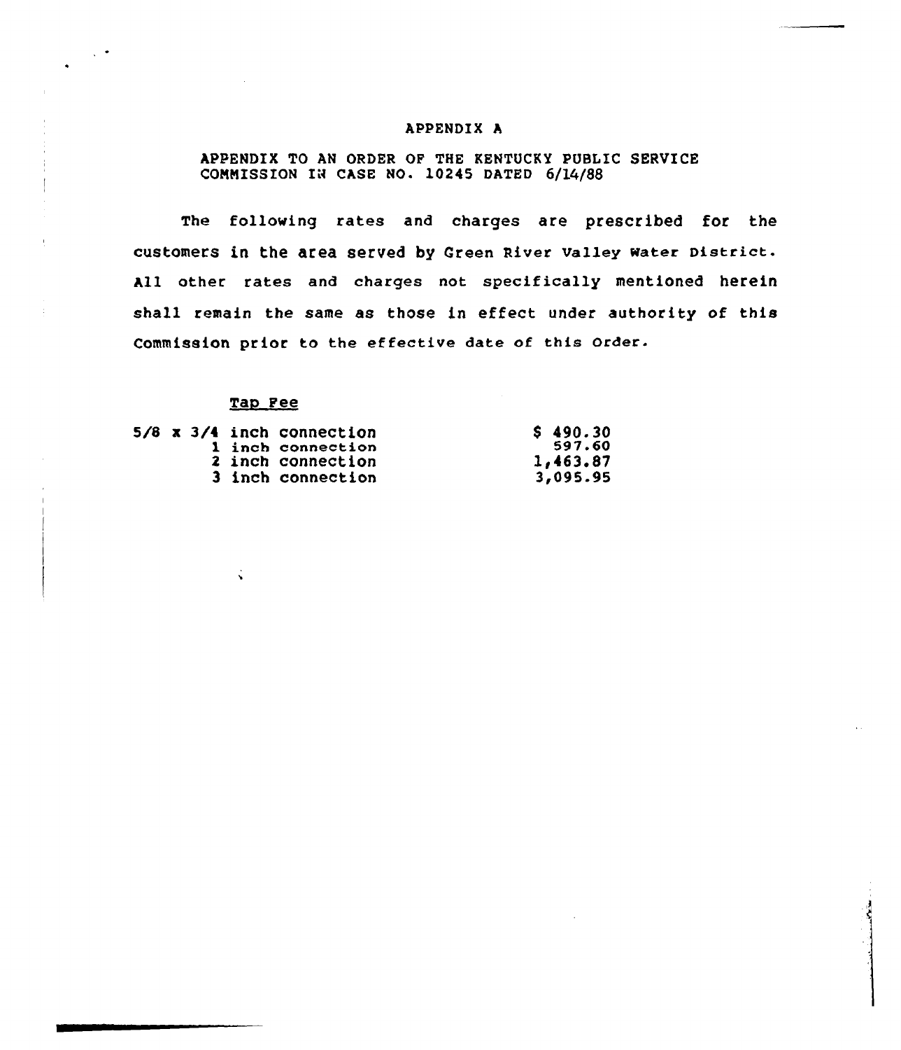# APPENDIX A

APPENDIX TO AN ORDER OF THE KENTUCKY PUBLIC SERVICE COMMISSION IN CASE NO. 10245 DATED 6/14/88

The following rates and charges are prescribed for the customers in the area served by Green River Valley Water District. All other rates and charges not specifically mentioned herein shall remain the same as those in effect under authority of this Commission prior to the effective date of this Order.

<u>Tap Fee</u>

| | |
|---|---|
| 5/8 x 3/4 inch connection | $ 490.30 |
| 1 inch connection | 597.60 |
| 2 inch connection | 1,463.87 |
| 3 inch connection | 3,095.95 |